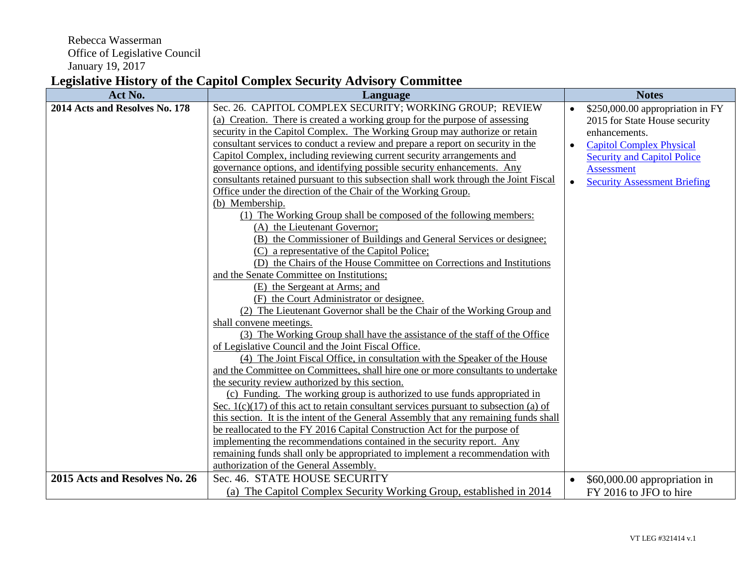Rebecca Wasserman
Office of Legislative Council
January 19, 2017

# Legislative History of the Capitol Complex Security Advisory Committee

| Act No. | Language | Notes |
|---|---|---|
| **2014 Acts and Resolves No. 178** | Sec. 26. CAPITOL COMPLEX SECURITY; WORKING GROUP; REVIEW<br>(a) Creation. There is created a working group for the purpose of assessing security in the Capitol Complex. The Working Group may authorize or retain consultant services to conduct a review and prepare a report on security in the Capitol Complex, including reviewing current security arrangements and governance options, and identifying possible security enhancements. Any consultants retained pursuant to this subsection shall work through the Joint Fiscal Office under the direction of the Chair of the Working Group.<br>(b) Membership.<br>(1) The Working Group shall be composed of the following members:<br>(A) the Lieutenant Governor;<br>(B) the Commissioner of Buildings and General Services or designee;<br>(C) a representative of the Capitol Police;<br>(D) the Chairs of the House Committee on Corrections and Institutions and the Senate Committee on Institutions;<br>(E) the Sergeant at Arms; and<br>(F) the Court Administrator or designee.<br>(2) The Lieutenant Governor shall be the Chair of the Working Group and shall convene meetings.<br>(3) The Working Group shall have the assistance of the staff of the Office of Legislative Council and the Joint Fiscal Office.<br>(4) The Joint Fiscal Office, in consultation with the Speaker of the House and the Committee on Committees, shall hire one or more consultants to undertake the security review authorized by this section.<br>(c) Funding. The working group is authorized to use funds appropriated in Sec. 1(c)(17) of this act to retain consultant services pursuant to subsection (a) of this section. It is the intent of the General Assembly that any remaining funds shall be reallocated to the FY 2016 Capital Construction Act for the purpose of implementing the recommendations contained in the security report. Any remaining funds shall only be appropriated to implement a recommendation with authorization of the General Assembly. | • $250,000.00 appropriation in FY 2015 for State House security enhancements.<br>• Capitol Complex Physical Security and Capitol Police Assessment<br>• Security Assessment Briefing |
| **2015 Acts and Resolves No. 26** | Sec. 46. STATE HOUSE SECURITY<br>(a) The Capitol Complex Security Working Group, established in 2014 | • $60,000.00 appropriation in FY 2016 to JFO to hire |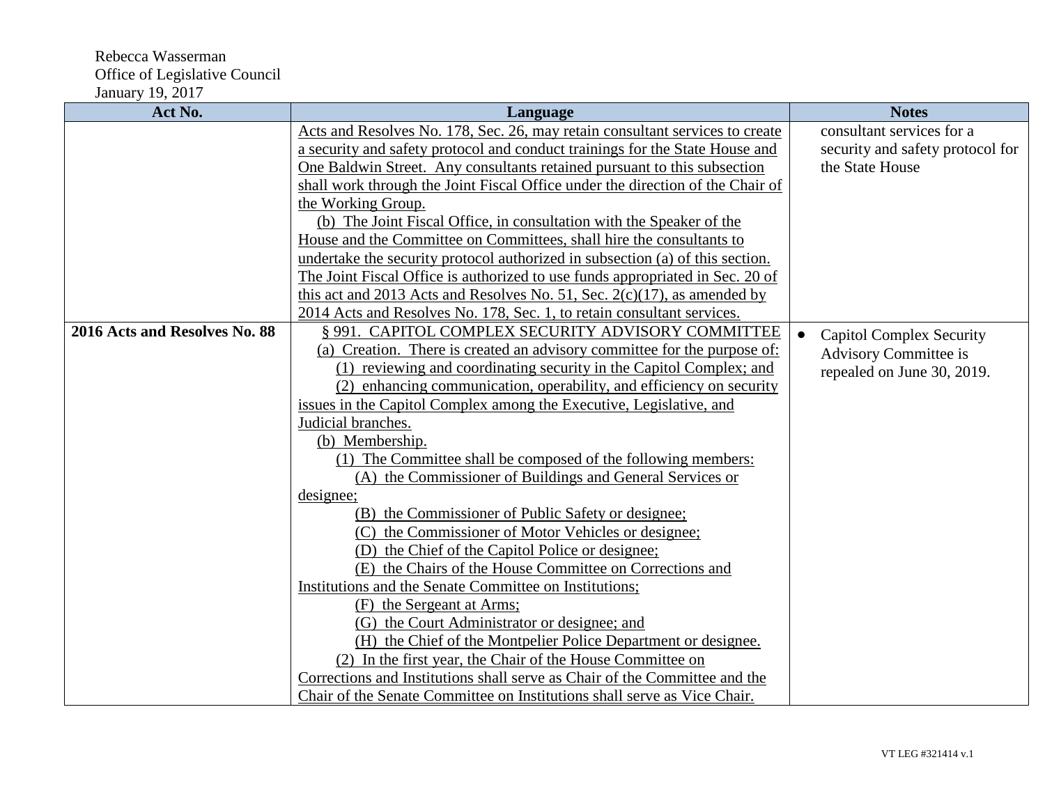Rebecca Wasserman
Office of Legislative Council
January 19, 2017

| Act No. | Language | Notes |
| --- | --- | --- |
| | Acts and Resolves No. 178, Sec. 26, may retain consultant services to create a security and safety protocol and conduct trainings for the State House and One Baldwin Street. Any consultants retained pursuant to this subsection shall work through the Joint Fiscal Office under the direction of the Chair of the Working Group.<br>(b) The Joint Fiscal Office, in consultation with the Speaker of the House and the Committee on Committees, shall hire the consultants to undertake the security protocol authorized in subsection (a) of this section. The Joint Fiscal Office is authorized to use funds appropriated in Sec. 20 of this act and 2013 Acts and Resolves No. 51, Sec. 2(c)(17), as amended by 2014 Acts and Resolves No. 178, Sec. 1, to retain consultant services. | consultant services for a security and safety protocol for the State House |
| **2016 Acts and Resolves No. 88** | § 991. CAPITOL COMPLEX SECURITY ADVISORY COMMITTEE<br>(a) Creation. There is created an advisory committee for the purpose of:<br>(1) reviewing and coordinating security in the Capitol Complex; and<br>(2) enhancing communication, operability, and efficiency on security issues in the Capitol Complex among the Executive, Legislative, and Judicial branches.<br>(b) Membership.<br>(1) The Committee shall be composed of the following members:<br>(A) the Commissioner of Buildings and General Services or designee;<br>(B) the Commissioner of Public Safety or designee;<br>(C) the Commissioner of Motor Vehicles or designee;<br>(D) the Chief of the Capitol Police or designee;<br>(E) the Chairs of the House Committee on Corrections and Institutions and the Senate Committee on Institutions;<br>(F) the Sergeant at Arms;<br>(G) the Court Administrator or designee; and<br>(H) the Chief of the Montpelier Police Department or designee.<br>(2) In the first year, the Chair of the House Committee on Corrections and Institutions shall serve as Chair of the Committee and the Chair of the Senate Committee on Institutions shall serve as Vice Chair. | • Capitol Complex Security Advisory Committee is repealed on June 30, 2019. |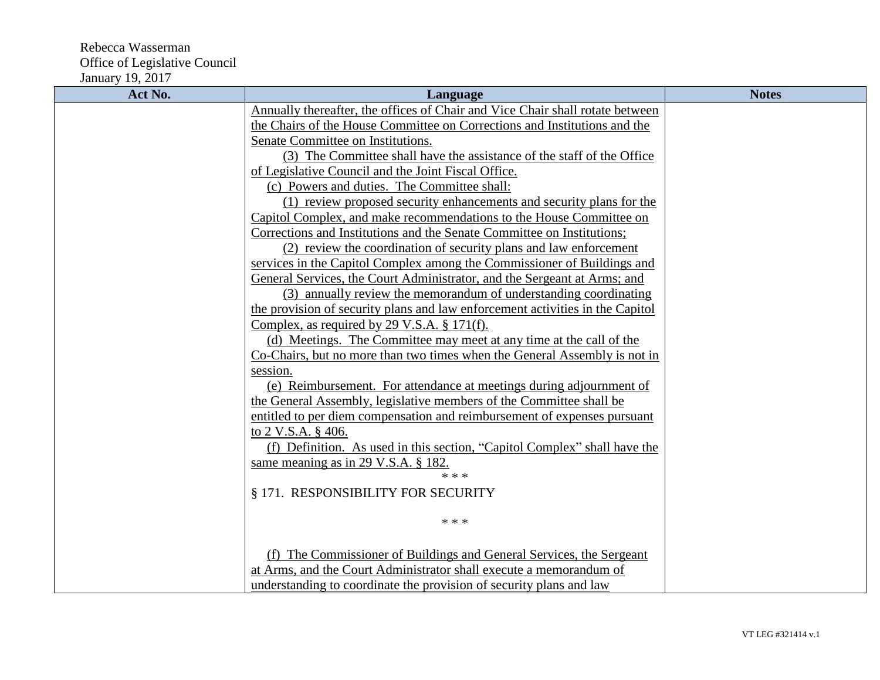Rebecca Wasserman
Office of Legislative Council
January 19, 2017

| Act No. | Language | Notes |
|---|---|---|
| | Annually thereafter, the offices of Chair and Vice Chair shall rotate between the Chairs of the House Committee on Corrections and Institutions and the Senate Committee on Institutions.<br>(3) The Committee shall have the assistance of the staff of the Office of Legislative Council and the Joint Fiscal Office.<br>(c) Powers and duties. The Committee shall:<br>(1) review proposed security enhancements and security plans for the Capitol Complex, and make recommendations to the House Committee on Corrections and Institutions and the Senate Committee on Institutions;<br>(2) review the coordination of security plans and law enforcement services in the Capitol Complex among the Commissioner of Buildings and General Services, the Court Administrator, and the Sergeant at Arms; and<br>(3) annually review the memorandum of understanding coordinating the provision of security plans and law enforcement activities in the Capitol Complex, as required by 29 V.S.A. § 171(f).<br>(d) Meetings. The Committee may meet at any time at the call of the Co-Chairs, but no more than two times when the General Assembly is not in session.<br>(e) Reimbursement. For attendance at meetings during adjournment of the General Assembly, legislative members of the Committee shall be entitled to per diem compensation and reimbursement of expenses pursuant to 2 V.S.A. § 406.<br>(f) Definition. As used in this section, "Capitol Complex" shall have the same meaning as in 29 V.S.A. § 182.<br>* * *<br>§ 171. RESPONSIBILITY FOR SECURITY<br>* * *<br>(f) The Commissioner of Buildings and General Services, the Sergeant at Arms, and the Court Administrator shall execute a memorandum of understanding to coordinate the provision of security plans and law | |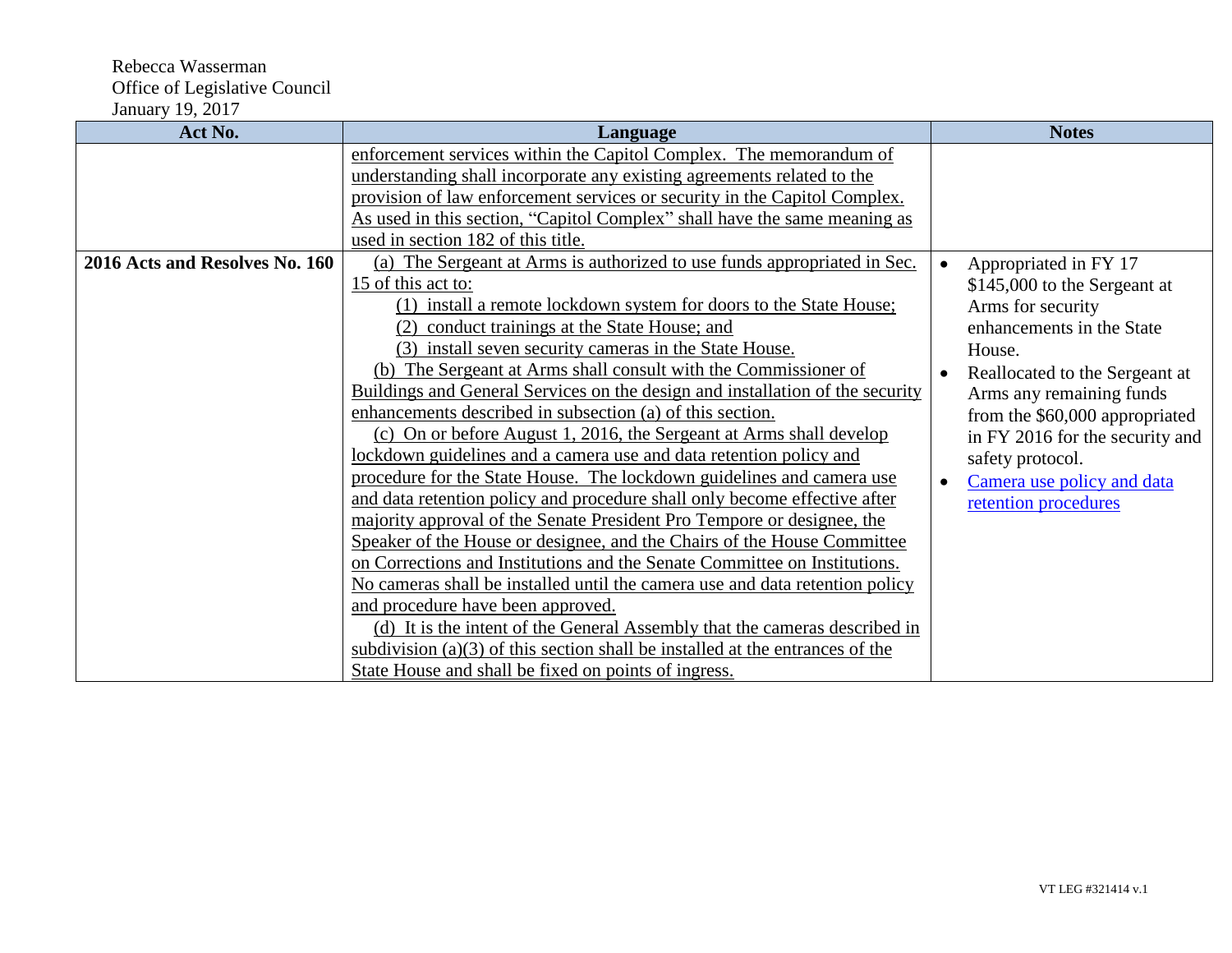Rebecca Wasserman
Office of Legislative Council
January 19, 2017

| Act No. | Language | Notes |
|---|---|---|
| | enforcement services within the Capitol Complex. The memorandum of understanding shall incorporate any existing agreements related to the provision of law enforcement services or security in the Capitol Complex. As used in this section, "Capitol Complex" shall have the same meaning as used in section 182 of this title. | |
| **2016 Acts and Resolves No. 160** | (a) The Sergeant at Arms is authorized to use funds appropriated in Sec. 15 of this act to: (1) install a remote lockdown system for doors to the State House; (2) conduct trainings at the State House; and (3) install seven security cameras in the State House. (b) The Sergeant at Arms shall consult with the Commissioner of Buildings and General Services on the design and installation of the security enhancements described in subsection (a) of this section. (c) On or before August 1, 2016, the Sergeant at Arms shall develop lockdown guidelines and a camera use and data retention policy and procedure for the State House. The lockdown guidelines and camera use and data retention policy and procedure shall only become effective after majority approval of the Senate President Pro Tempore or designee, the Speaker of the House or designee, and the Chairs of the House Committee on Corrections and Institutions and the Senate Committee on Institutions. No cameras shall be installed until the camera use and data retention policy and procedure have been approved. (d) It is the intent of the General Assembly that the cameras described in subdivision (a)(3) of this section shall be installed at the entrances of the State House and shall be fixed on points of ingress. | • Appropriated in FY 17 $145,000 to the Sergeant at Arms for security enhancements in the State House. • Reallocated to the Sergeant at Arms any remaining funds from the $60,000 appropriated in FY 2016 for the security and safety protocol. • Camera use policy and data retention procedures |